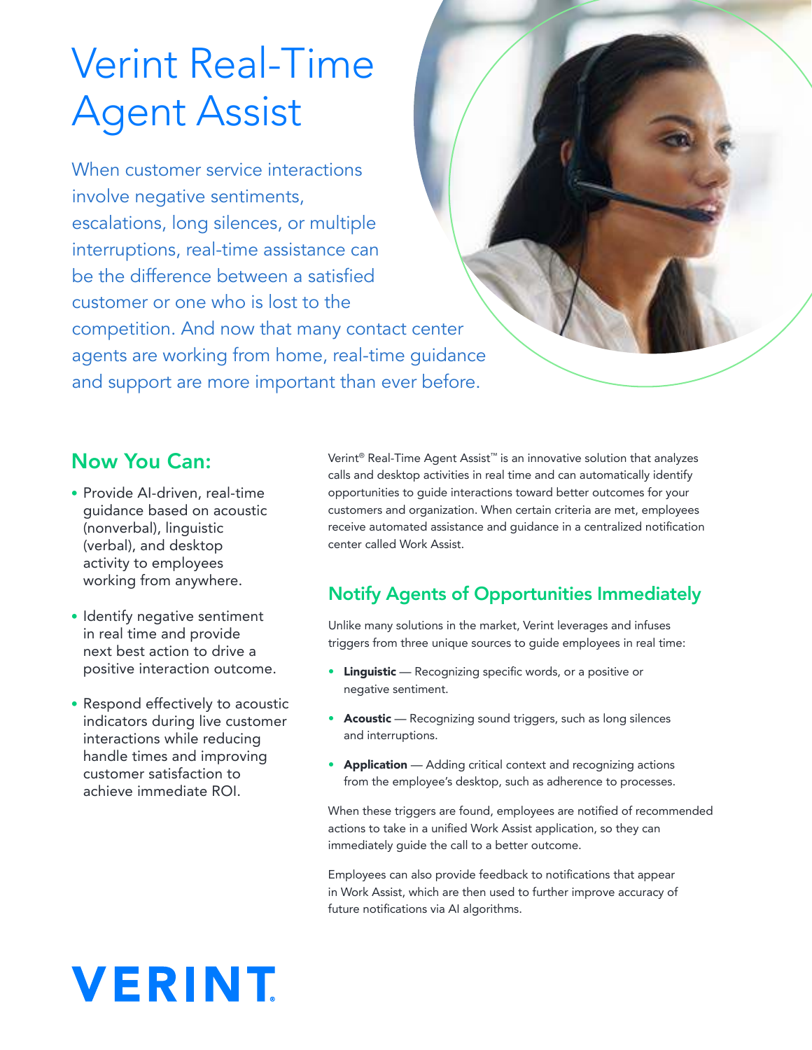# Verint Real-Time Agent Assist

When customer service interactions involve negative sentiments, escalations, long silences, or multiple interruptions, real-time assistance can be the difference between a satisfied customer or one who is lost to the competition. And now that many contact center agents are working from home, real-time guidance and support are more important than ever before.

## Now You Can:

- Provide AI-driven, real-time guidance based on acoustic (nonverbal), linguistic (verbal), and desktop activity to employees working from anywhere.
- Identify negative sentiment in real time and provide next best action to drive a positive interaction outcome.
- Respond effectively to acoustic indicators during live customer interactions while reducing handle times and improving customer satisfaction to achieve immediate ROI.

Verint® Real-Time Agent Assist™ is an innovative solution that analyzes calls and desktop activities in real time and can automatically identify opportunities to guide interactions toward better outcomes for your customers and organization. When certain criteria are met, employees receive automated assistance and guidance in a centralized notification center called Work Assist.

## Notify Agents of Opportunities Immediately

Unlike many solutions in the market, Verint leverages and infuses triggers from three unique sources to guide employees in real time:

- **Linguistic** — Recognizing specific words, or a positive or negative sentiment.
- **Acoustic** — Recognizing sound triggers, such as long silences and interruptions.
- **Application** — Adding critical context and recognizing actions from the employee's desktop, such as adherence to processes.

When these triggers are found, employees are notified of recommended actions to take in a unified Work Assist application, so they can immediately guide the call to a better outcome.

Employees can also provide feedback to notifications that appear in Work Assist, which are then used to further improve accuracy of future notifications via AI algorithms.

VERINT.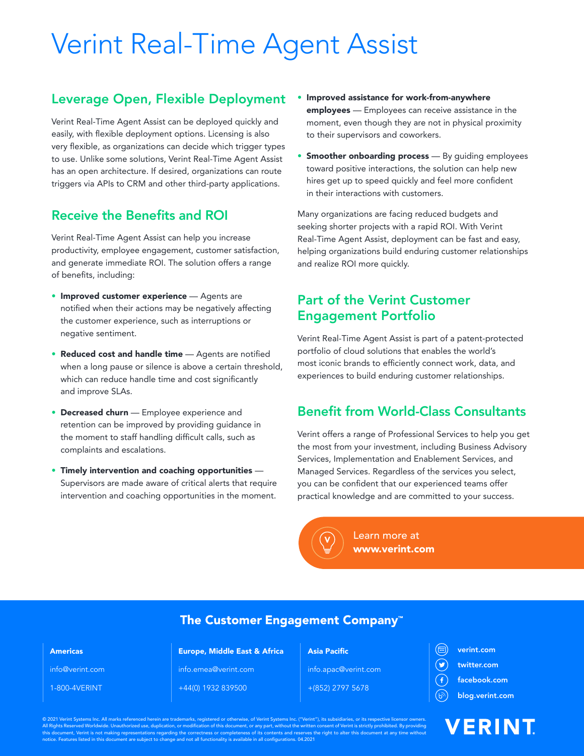# Verint Real-Time Agent Assist

## Leverage Open, Flexible Deployment

Verint Real-Time Agent Assist can be deployed quickly and easily, with flexible deployment options. Licensing is also very flexible, as organizations can decide which trigger types to use. Unlike some solutions, Verint Real-Time Agent Assist has an open architecture. If desired, organizations can route triggers via APIs to CRM and other third-party applications.

## Receive the Benefits and ROI

Verint Real-Time Agent Assist can help you increase productivity, employee engagement, customer satisfaction, and generate immediate ROI. The solution offers a range of benefits, including:

- **Improved customer experience** — Agents are notified when their actions may be negatively affecting the customer experience, such as interruptions or negative sentiment.
- **Reduced cost and handle time** — Agents are notified when a long pause or silence is above a certain threshold, which can reduce handle time and cost significantly and improve SLAs.
- **Decreased churn** — Employee experience and retention can be improved by providing guidance in the moment to staff handling difficult calls, such as complaints and escalations.
- **Timely intervention and coaching opportunities** — Supervisors are made aware of critical alerts that require intervention and coaching opportunities in the moment.
- **Improved assistance for work-from-anywhere employees** — Employees can receive assistance in the moment, even though they are not in physical proximity to their supervisors and coworkers.
- **Smoother onboarding process** — By guiding employees toward positive interactions, the solution can help new hires get up to speed quickly and feel more confident in their interactions with customers.

Many organizations are facing reduced budgets and seeking shorter projects with a rapid ROI. With Verint Real-Time Agent Assist, deployment can be fast and easy, helping organizations build enduring customer relationships and realize ROI more quickly.

## Part of the Verint Customer Engagement Portfolio

Verint Real-Time Agent Assist is part of a patent-protected portfolio of cloud solutions that enables the world's most iconic brands to efficiently connect work, data, and experiences to build enduring customer relationships.

## Benefit from World-Class Consultants

Verint offers a range of Professional Services to help you get the most from your investment, including Business Advisory Services, Implementation and Enablement Services, and Managed Services. Regardless of the services you select, you can be confident that our experienced teams offer practical knowledge and are committed to your success.

Learn more at **www.verint.com**

**The Customer Engagement Company™**

**Americas**
info@verint.com
1-800-4VERINT

**Europe, Middle East & Africa**
info.emea@verint.com
+44(0) 1932 839500

**Asia Pacific**
info.apac@verint.com
+(852) 2797 5678

**verint.com**
**twitter.com**
**facebook.com**
**blog.verint.com**

© 2021 Verint Systems Inc. All marks referenced herein are trademarks, registered or otherwise, of Verint Systems Inc. ("Verint"), its subsidiaries, or its respective licensor owners. All Rights Reserved Worldwide. Unauthorized use, duplication, or modification of this document, or any part, without the written consent of Verint is strictly prohibited. By providing this document, Verint is not making representations regarding the correctness or completeness of its contents and reserves the right to alter this document at any time without notice. Features listed in this document are subject to change and not all functionality is available in all configurations. 04.2021

VERINT